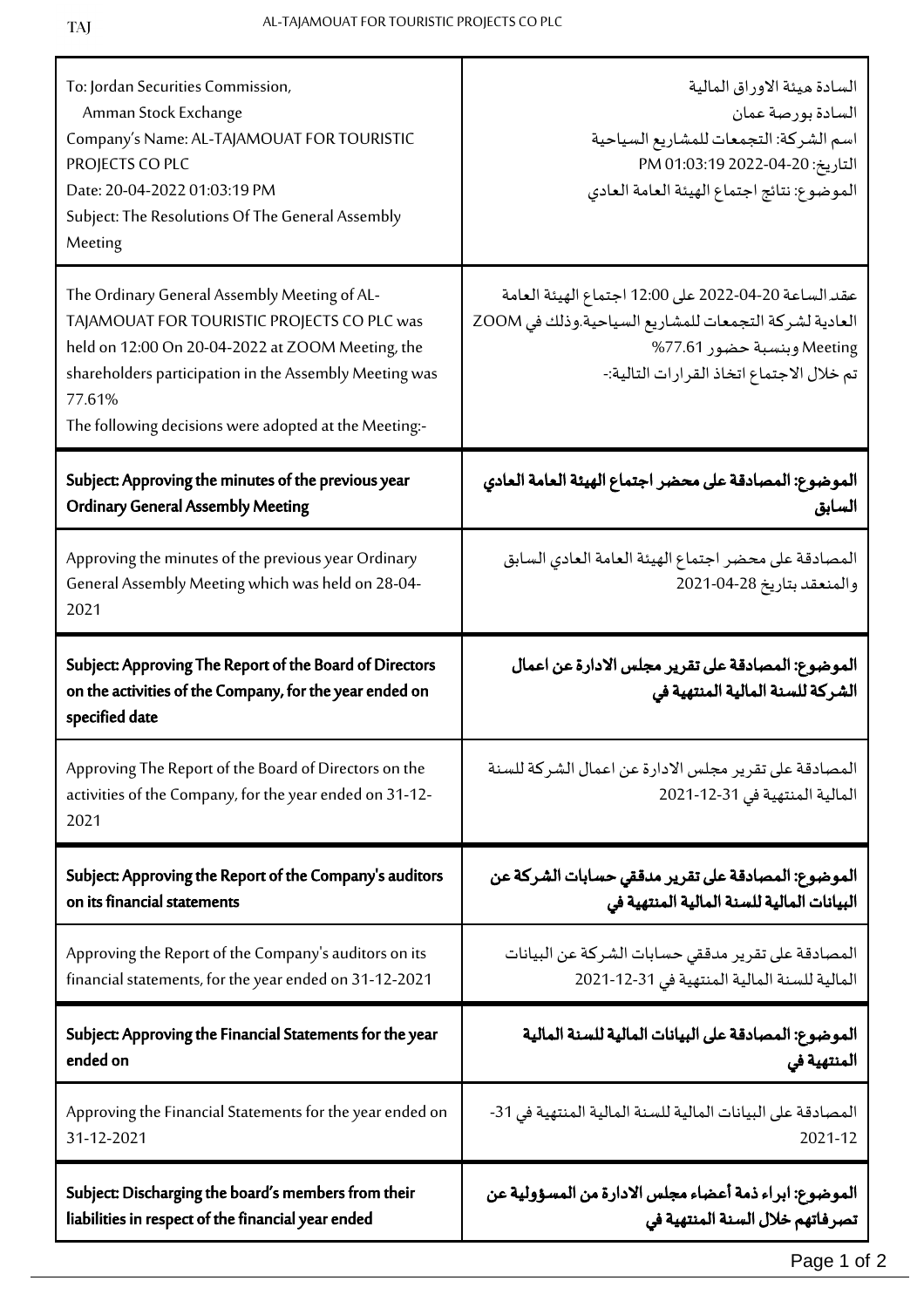| | |
|---|---|
| To: Jordan Securities Commission,<br>Amman Stock Exchange<br>Company's Name: AL-TAJAMOUAT FOR TOURISTIC PROJECTS CO PLC<br>Date: 20-04-2022 01:03:19 PM<br>Subject: The Resolutions Of The General Assembly Meeting | السادة هيئة الاوراق المالية<br>السادة بورصة عمان<br>اسم الشركة: التجمعات للمشاريع السياحية<br>التاريخ: 20-04-2022 01:03:19 PM<br>الموضوع: نتائج اجتماع الهيئة العامة العادي |
| The Ordinary General Assembly Meeting of AL-TAJAMOUAT FOR TOURISTIC PROJECTS CO PLC was held on 12:00 On 20-04-2022 at ZOOM Meeting, the shareholders participation in the Assembly Meeting was 77.61%<br>The following decisions were adopted at the Meeting:- | عقد الساعة 12:00 على 20-04-2022 اجتماع الهيئة العامة العادية لشركة التجمعات للمشاريع السياحية.وذلك في ZOOM Meeting وبنسبة حضور 77.61%<br>تم خلال الاجتماع اتخاذ القرارات التالية:- |
| **Subject: Approving the minutes of the previous year Ordinary General Assembly Meeting** | **الموضوع: المصادقة على محضر اجتماع الهيئة العامة العادي السابق** |
| Approving the minutes of the previous year Ordinary General Assembly Meeting which was held on 28-04-2021 | المصادقة على محضر اجتماع الهيئة العامة العادي السابق والمنعقد بتاريخ 28-04-2021 |
| **Subject: Approving The Report of the Board of Directors on the activities of the Company, for the year ended on specified date** | **الموضوع: المصادقة على تقرير مجلس الادارة عن اعمال الشركة للسنة المالية المنتهية في** |
| Approving The Report of the Board of Directors on the activities of the Company, for the year ended on 31-12-2021 | المصادقة على تقرير مجلس الادارة عن اعمال الشركة للسنة المالية المنتهية في 31-12-2021 |
| **Subject: Approving the Report of the Company's auditors on its financial statements** | **الموضوع: المصادقة على تقرير مدققي حسابات الشركة عن البيانات المالية للسنة المالية المنتهية في** |
| Approving the Report of the Company's auditors on its financial statements, for the year ended on 31-12-2021 | المصادقة على تقرير مدققي حسابات الشركة عن البيانات المالية للسنة المالية المنتهية في 31-12-2021 |
| **Subject: Approving the Financial Statements for the year ended on** | **الموضوع: المصادقة على البيانات المالية للسنة المالية المنتهية في** |
| Approving the Financial Statements for the year ended on 31-12-2021 | المصادقة على البيانات المالية للسنة المالية المنتهية في 31-12-2021 |
| **Subject: Discharging the board's members from their liabilities in respect of the financial year ended** | **الموضوع: ابراء ذمة أعضاء مجلس الادارة من المسؤولية عن تصرفاتهم خلال السنة المنتهية في** |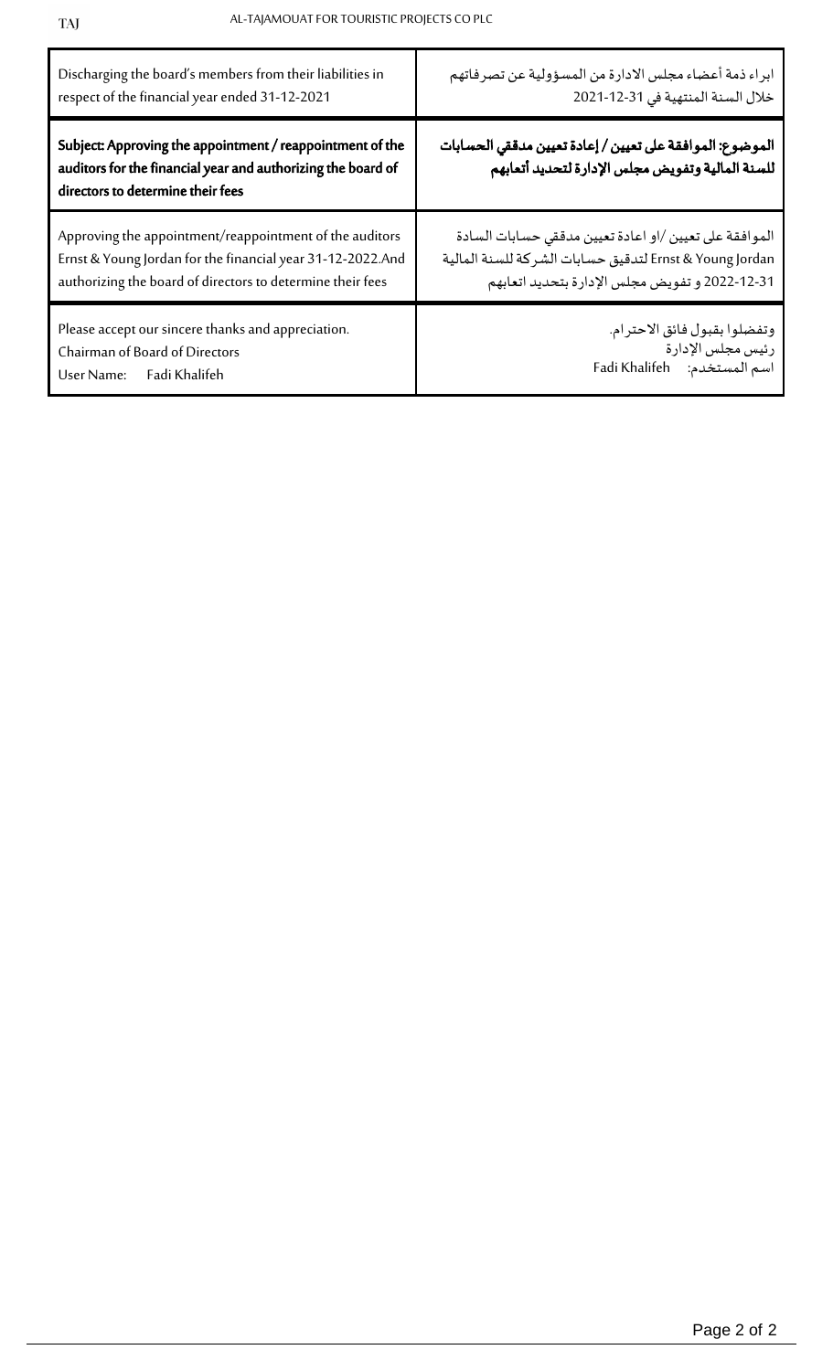| | |
|---|---|
| Discharging the board's members from their liabilities in respect of the financial year ended 31-12-2021 | ابراء ذمة أعضاء مجلس الادارة من المسؤولية عن تصرفاتهم خلال السنة المنتهية في 31-12-2021 |
| **Subject: Approving the appointment / reappointment of the auditors for the financial year and authorizing the board of directors to determine their fees** | **الموضوع: الموافقة على تعيين / إعادة تعيين مدققي الحسابات للسنة المالية وتفويض مجلس الإدارة لتحديد أتعابهم** |
| Approving the appointment/reappointment of the auditors Ernst & Young Jordan for the financial year 31-12-2022.And authorizing the board of directors to determine their fees | الموافقة على تعيين /او اعادة تعيين مدققي حسابات السادة Ernst & Young Jordan لتدقيق حسابات الشركة للسنة المالية 31-12-2022 و تفويض مجلس الإدارة بتحديد اتعابهم |
| Please accept our sincere thanks and appreciation.<br>Chairman of Board of Directors<br>User Name: Fadi Khalifeh | وتفضلوا بقبول فائق الاحترام.<br>رئيس مجلس الإدارة<br>اسم المستخدم: Fadi Khalifeh |